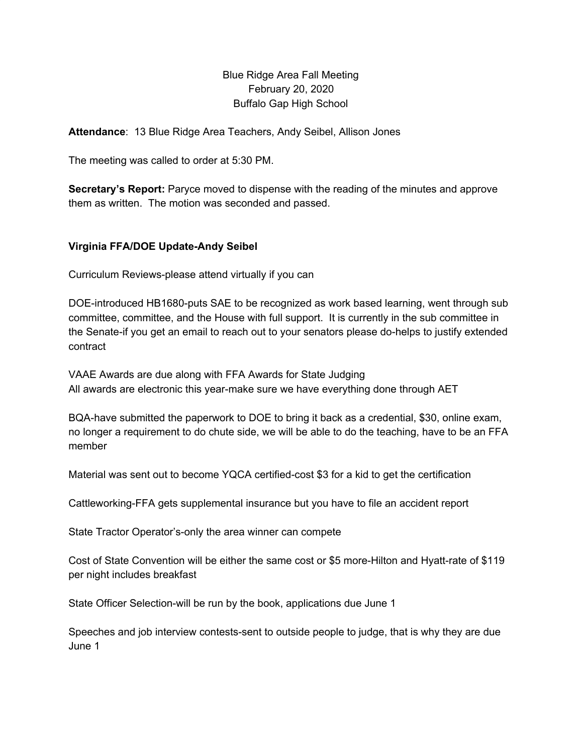Blue Ridge Area Fall Meeting
February 20, 2020
Buffalo Gap High School

**Attendance**: 13 Blue Ridge Area Teachers, Andy Seibel, Allison Jones

The meeting was called to order at 5:30 PM.

**Secretary's Report:** Paryce moved to dispense with the reading of the minutes and approve them as written. The motion was seconded and passed.

**Virginia FFA/DOE Update-Andy Seibel**

Curriculum Reviews-please attend virtually if you can

DOE-introduced HB1680-puts SAE to be recognized as work based learning, went through sub committee, committee, and the House with full support. It is currently in the sub committee in the Senate-if you get an email to reach out to your senators please do-helps to justify extended contract

VAAE Awards are due along with FFA Awards for State Judging
All awards are electronic this year-make sure we have everything done through AET

BQA-have submitted the paperwork to DOE to bring it back as a credential, $30, online exam, no longer a requirement to do chute side, we will be able to do the teaching, have to be an FFA member

Material was sent out to become YQCA certified-cost $3 for a kid to get the certification

Cattleworking-FFA gets supplemental insurance but you have to file an accident report

State Tractor Operator's-only the area winner can compete

Cost of State Convention will be either the same cost or $5 more-Hilton and Hyatt-rate of $119 per night includes breakfast

State Officer Selection-will be run by the book, applications due June 1

Speeches and job interview contests-sent to outside people to judge, that is why they are due June 1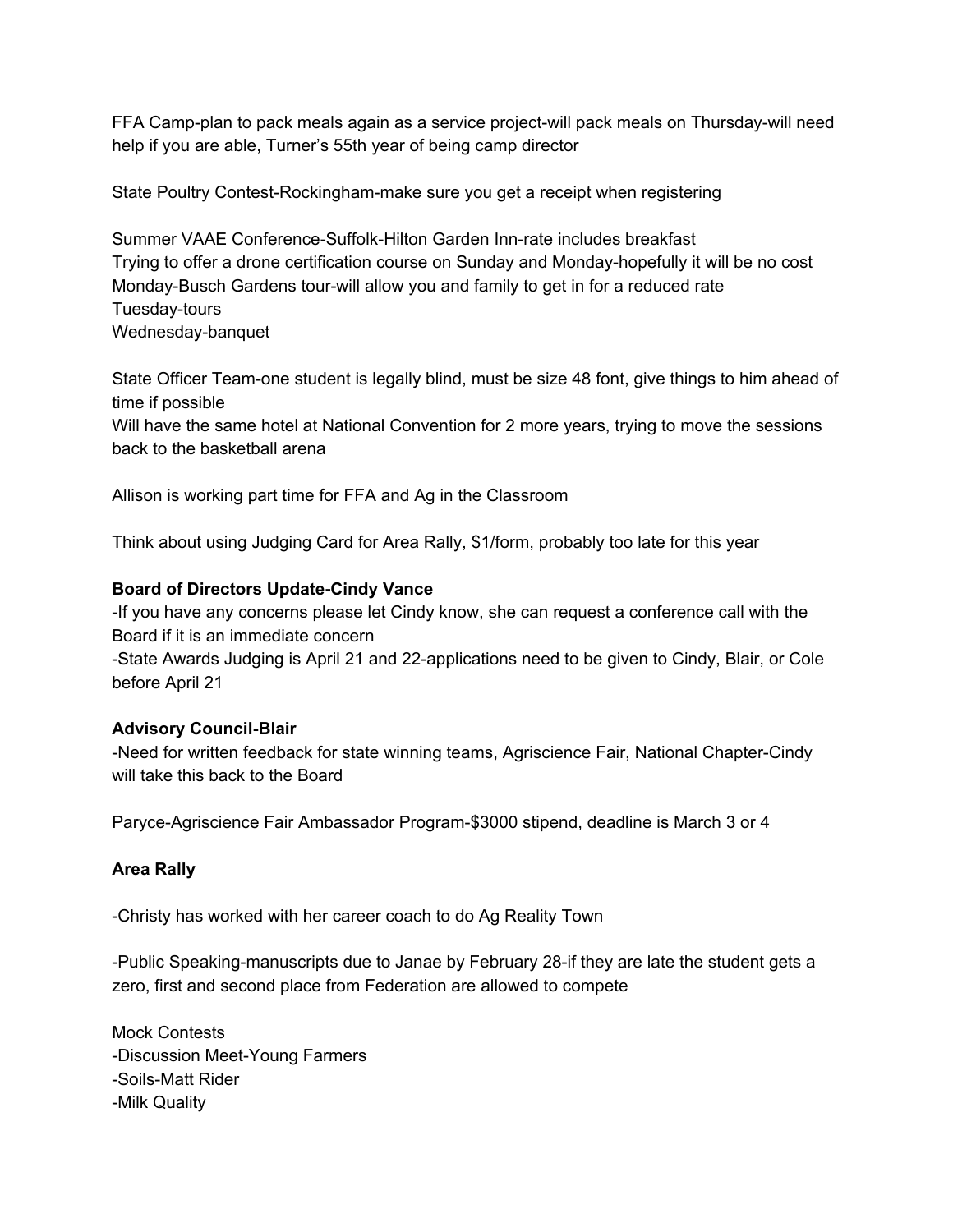FFA Camp-plan to pack meals again as a service project-will pack meals on Thursday-will need help if you are able, Turner's 55th year of being camp director

State Poultry Contest-Rockingham-make sure you get a receipt when registering

Summer VAAE Conference-Suffolk-Hilton Garden Inn-rate includes breakfast
Trying to offer a drone certification course on Sunday and Monday-hopefully it will be no cost
Monday-Busch Gardens tour-will allow you and family to get in for a reduced rate
Tuesday-tours
Wednesday-banquet

State Officer Team-one student is legally blind, must be size 48 font, give things to him ahead of time if possible
Will have the same hotel at National Convention for 2 more years, trying to move the sessions back to the basketball arena

Allison is working part time for FFA and Ag in the Classroom

Think about using Judging Card for Area Rally, $1/form, probably too late for this year

**Board of Directors Update-Cindy Vance**

-If you have any concerns please let Cindy know, she can request a conference call with the Board if it is an immediate concern
-State Awards Judging is April 21 and 22-applications need to be given to Cindy, Blair, or Cole before April 21

**Advisory Council-Blair**

-Need for written feedback for state winning teams, Agriscience Fair, National Chapter-Cindy will take this back to the Board

Paryce-Agriscience Fair Ambassador Program-$3000 stipend, deadline is March 3 or 4

**Area Rally**

-Christy has worked with her career coach to do Ag Reality Town

-Public Speaking-manuscripts due to Janae by February 28-if they are late the student gets a zero, first and second place from Federation are allowed to compete

Mock Contests
-Discussion Meet-Young Farmers
-Soils-Matt Rider
-Milk Quality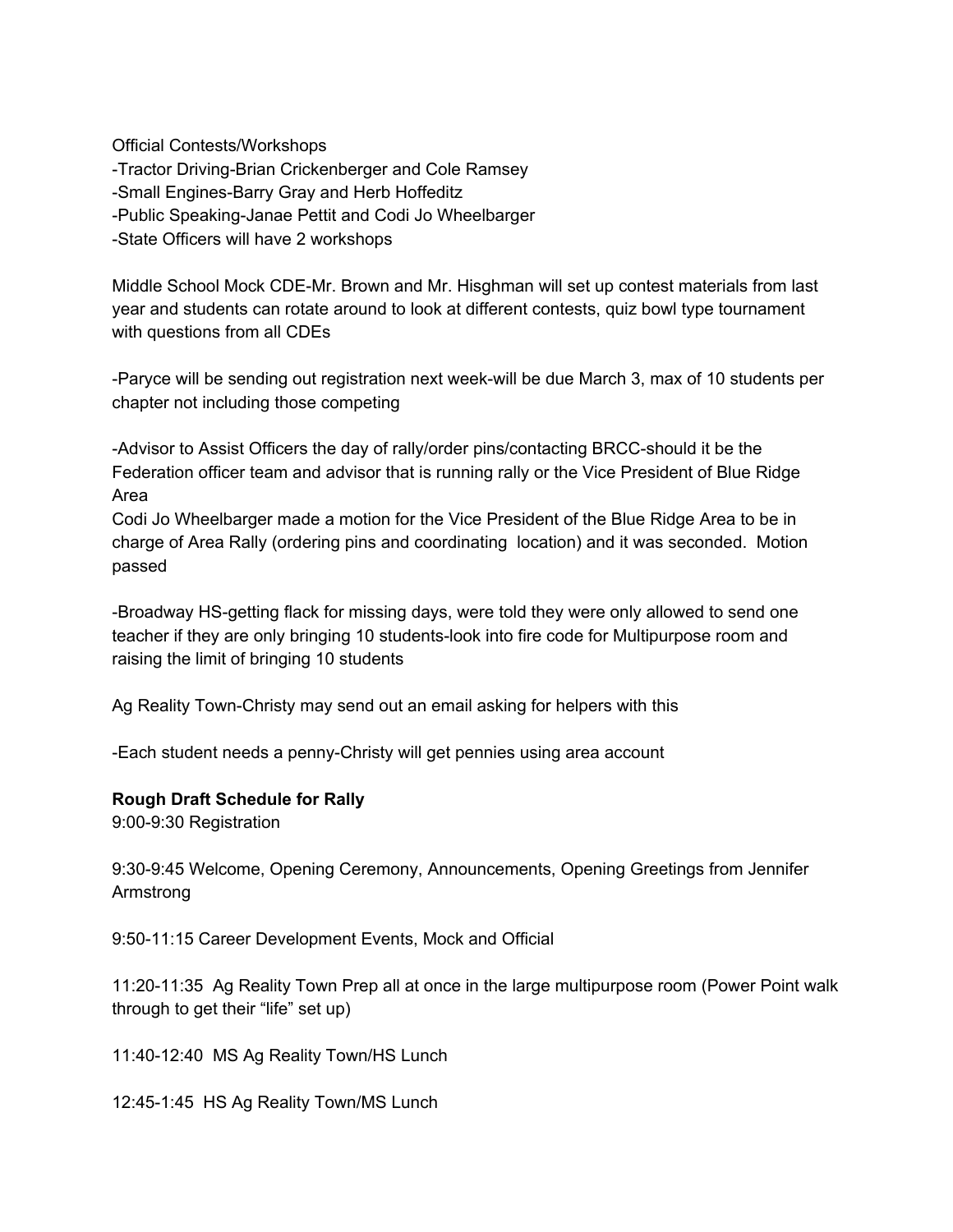Official Contests/Workshops
-Tractor Driving-Brian Crickenberger and Cole Ramsey
-Small Engines-Barry Gray and Herb Hoffeditz
-Public Speaking-Janae Pettit and Codi Jo Wheelbarger
-State Officers will have 2 workshops

Middle School Mock CDE-Mr. Brown and Mr. Hisghman will set up contest materials from last year and students can rotate around to look at different contests, quiz bowl type tournament with questions from all CDEs

-Paryce will be sending out registration next week-will be due March 3, max of 10 students per chapter not including those competing

-Advisor to Assist Officers the day of rally/order pins/contacting BRCC-should it be the Federation officer team and advisor that is running rally or the Vice President of Blue Ridge Area
Codi Jo Wheelbarger made a motion for the Vice President of the Blue Ridge Area to be in charge of Area Rally (ordering pins and coordinating location) and it was seconded. Motion passed

-Broadway HS-getting flack for missing days, were told they were only allowed to send one teacher if they are only bringing 10 students-look into fire code for Multipurpose room and raising the limit of bringing 10 students

Ag Reality Town-Christy may send out an email asking for helpers with this

-Each student needs a penny-Christy will get pennies using area account

**Rough Draft Schedule for Rally**
9:00-9:30 Registration

9:30-9:45 Welcome, Opening Ceremony, Announcements, Opening Greetings from Jennifer Armstrong

9:50-11:15 Career Development Events, Mock and Official

11:20-11:35 Ag Reality Town Prep all at once in the large multipurpose room (Power Point walk through to get their "life" set up)

11:40-12:40 MS Ag Reality Town/HS Lunch

12:45-1:45 HS Ag Reality Town/MS Lunch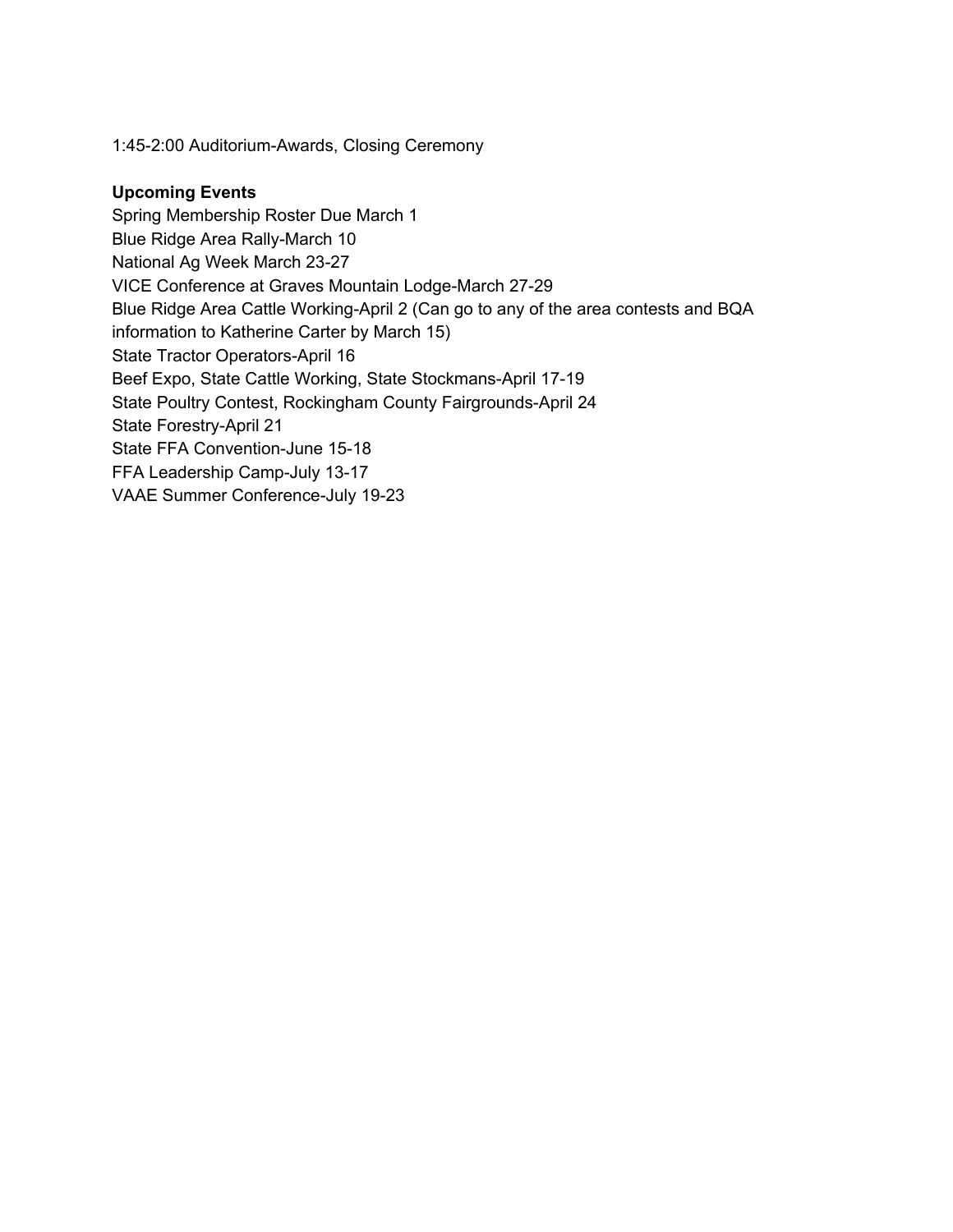1:45-2:00 Auditorium-Awards, Closing Ceremony

**Upcoming Events**

Spring Membership Roster Due March 1
Blue Ridge Area Rally-March 10
National Ag Week March 23-27
VICE Conference at Graves Mountain Lodge-March 27-29
Blue Ridge Area Cattle Working-April 2 (Can go to any of the area contests and BQA information to Katherine Carter by March 15)
State Tractor Operators-April 16
Beef Expo, State Cattle Working, State Stockmans-April 17-19
State Poultry Contest, Rockingham County Fairgrounds-April 24
State Forestry-April 21
State FFA Convention-June 15-18
FFA Leadership Camp-July 13-17
VAAE Summer Conference-July 19-23